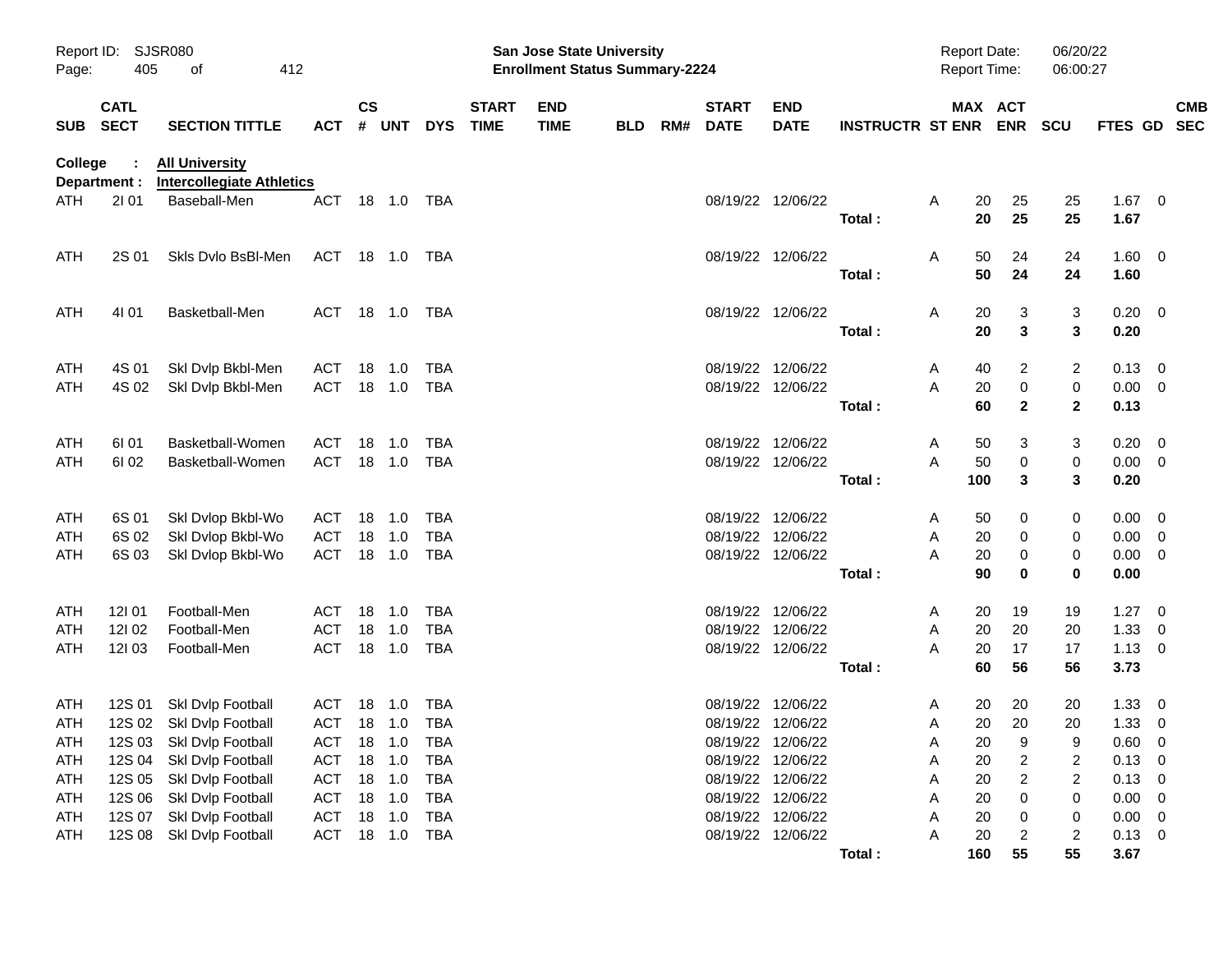Report ID: SJSR080
Page: 405 of 412

**San Jose State University**
**Enrollment Status Summary-2224**

Report Date: 06/20/22
Report Time: 06:00:27

**College : All University**
**Department : Intercollegiate Athletics**

| SUB | CATL SECT | SECTION TITTLE | ACT | CS # | UNT | DYS | START TIME | END TIME | BLD | RM# | START DATE | END DATE | INSTRUCTR | ST | MAX ENR | ACT ENR | SCU | FTES | GD | CMB SEC |
|---|---|---|---|---|---|---|---|---|---|---|---|---|---|---|---|---|---|---|---|---|
| ATH | 2I 01 | Baseball-Men | ACT | 18 | 1.0 | TBA | | | | | 08/19/22 | 12/06/22 | | A | 20 | 25 | 25 | 1.67 | 0 | |
| | | | | | | | | | | | | | **Total :** | | **20** | **25** | **25** | **1.67** | | |
| ATH | 2S 01 | Skls Dvlo BsBl-Men | ACT | 18 | 1.0 | TBA | | | | | 08/19/22 | 12/06/22 | | A | 50 | 24 | 24 | 1.60 | 0 | |
| | | | | | | | | | | | | | **Total :** | | **50** | **24** | **24** | **1.60** | | |
| ATH | 4I 01 | Basketball-Men | ACT | 18 | 1.0 | TBA | | | | | 08/19/22 | 12/06/22 | | A | 20 | 3 | 3 | 0.20 | 0 | |
| | | | | | | | | | | | | | **Total :** | | **20** | **3** | **3** | **0.20** | | |
| ATH | 4S 01 | Skl Dvlp Bkbl-Men | ACT | 18 | 1.0 | TBA | | | | | 08/19/22 | 12/06/22 | | A | 40 | 2 | 2 | 0.13 | 0 | |
| ATH | 4S 02 | Skl Dvlp Bkbl-Men | ACT | 18 | 1.0 | TBA | | | | | 08/19/22 | 12/06/22 | | A | 20 | 0 | 0 | 0.00 | 0 | |
| | | | | | | | | | | | | | **Total :** | | **60** | **2** | **2** | **0.13** | | |
| ATH | 6I 01 | Basketball-Women | ACT | 18 | 1.0 | TBA | | | | | 08/19/22 | 12/06/22 | | A | 50 | 3 | 3 | 0.20 | 0 | |
| ATH | 6I 02 | Basketball-Women | ACT | 18 | 1.0 | TBA | | | | | 08/19/22 | 12/06/22 | | A | 50 | 0 | 0 | 0.00 | 0 | |
| | | | | | | | | | | | | | **Total :** | | **100** | **3** | **3** | **0.20** | | |
| ATH | 6S 01 | Skl Dvlop Bkbl-Wo | ACT | 18 | 1.0 | TBA | | | | | 08/19/22 | 12/06/22 | | A | 50 | 0 | 0 | 0.00 | 0 | |
| ATH | 6S 02 | Skl Dvlop Bkbl-Wo | ACT | 18 | 1.0 | TBA | | | | | 08/19/22 | 12/06/22 | | A | 20 | 0 | 0 | 0.00 | 0 | |
| ATH | 6S 03 | Skl Dvlop Bkbl-Wo | ACT | 18 | 1.0 | TBA | | | | | 08/19/22 | 12/06/22 | | A | 20 | 0 | 0 | 0.00 | 0 | |
| | | | | | | | | | | | | | **Total :** | | **90** | **0** | **0** | **0.00** | | |
| ATH | 12I 01 | Football-Men | ACT | 18 | 1.0 | TBA | | | | | 08/19/22 | 12/06/22 | | A | 20 | 19 | 19 | 1.27 | 0 | |
| ATH | 12I 02 | Football-Men | ACT | 18 | 1.0 | TBA | | | | | 08/19/22 | 12/06/22 | | A | 20 | 20 | 20 | 1.33 | 0 | |
| ATH | 12I 03 | Football-Men | ACT | 18 | 1.0 | TBA | | | | | 08/19/22 | 12/06/22 | | A | 20 | 17 | 17 | 1.13 | 0 | |
| | | | | | | | | | | | | | **Total :** | | **60** | **56** | **56** | **3.73** | | |
| ATH | 12S 01 | Skl Dvlp Football | ACT | 18 | 1.0 | TBA | | | | | 08/19/22 | 12/06/22 | | A | 20 | 20 | 20 | 1.33 | 0 | |
| ATH | 12S 02 | Skl Dvlp Football | ACT | 18 | 1.0 | TBA | | | | | 08/19/22 | 12/06/22 | | A | 20 | 20 | 20 | 1.33 | 0 | |
| ATH | 12S 03 | Skl Dvlp Football | ACT | 18 | 1.0 | TBA | | | | | 08/19/22 | 12/06/22 | | A | 20 | 9 | 9 | 0.60 | 0 | |
| ATH | 12S 04 | Skl Dvlp Football | ACT | 18 | 1.0 | TBA | | | | | 08/19/22 | 12/06/22 | | A | 20 | 2 | 2 | 0.13 | 0 | |
| ATH | 12S 05 | Skl Dvlp Football | ACT | 18 | 1.0 | TBA | | | | | 08/19/22 | 12/06/22 | | A | 20 | 2 | 2 | 0.13 | 0 | |
| ATH | 12S 06 | Skl Dvlp Football | ACT | 18 | 1.0 | TBA | | | | | 08/19/22 | 12/06/22 | | A | 20 | 0 | 0 | 0.00 | 0 | |
| ATH | 12S 07 | Skl Dvlp Football | ACT | 18 | 1.0 | TBA | | | | | 08/19/22 | 12/06/22 | | A | 20 | 0 | 0 | 0.00 | 0 | |
| ATH | 12S 08 | Skl Dvlp Football | ACT | 18 | 1.0 | TBA | | | | | 08/19/22 | 12/06/22 | | A | 20 | 2 | 2 | 0.13 | 0 | |
| | | | | | | | | | | | | | **Total :** | | **160** | **55** | **55** | **3.67** | | |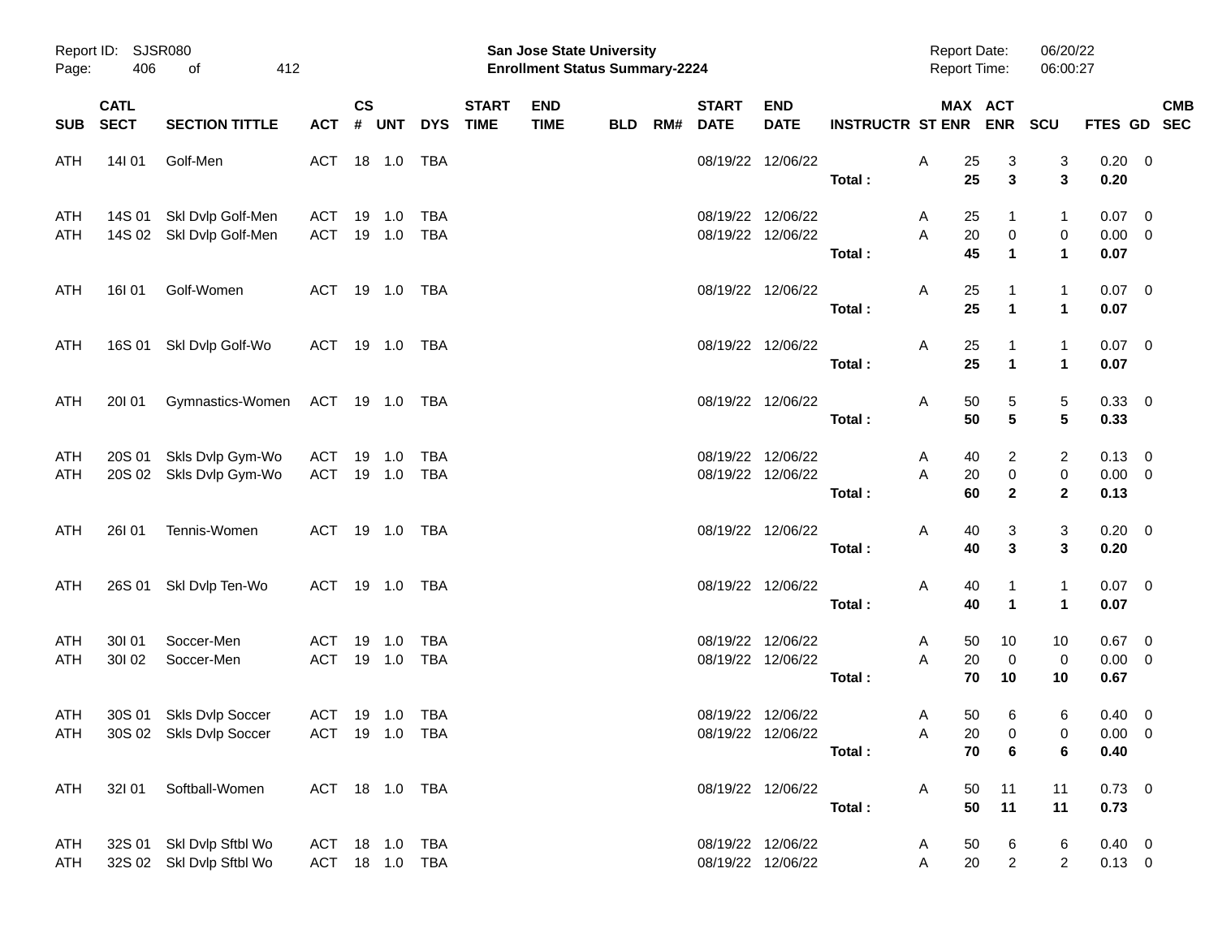| SUB | CATL SECT | SECTION TITTLE | ACT | CS # | UNT | DYS | START TIME | END TIME | BLD | RM# | START DATE | END DATE | INSTRUCTR | ST | MAX ENR | ACT ENR | SCU | FTES | GD | CMB SEC |
|---|---|---|---|---|---|---|---|---|---|---|---|---|---|---|---|---|---|---|---|---|
| ATH | 14I 01 | Golf-Men | ACT | 18 | 1.0 | TBA | | | | | 08/19/22 | 12/06/22 | | A | 25 | 3 | 3 | 0.20 | 0 | |
| | | | | | | | | | | | | | **Total :** | | **25** | **3** | **3** | **0.20** | | |
| ATH | 14S 01 | Skl Dvlp Golf-Men | ACT | 19 | 1.0 | TBA | | | | | 08/19/22 | 12/06/22 | | A | 25 | 1 | 1 | 0.07 | 0 | |
| ATH | 14S 02 | Skl Dvlp Golf-Men | ACT | 19 | 1.0 | TBA | | | | | 08/19/22 | 12/06/22 | | A | 20 | 0 | 0 | 0.00 | 0 | |
| | | | | | | | | | | | | | **Total :** | | **45** | **1** | **1** | **0.07** | | |
| ATH | 16I 01 | Golf-Women | ACT | 19 | 1.0 | TBA | | | | | 08/19/22 | 12/06/22 | | A | 25 | 1 | 1 | 0.07 | 0 | |
| | | | | | | | | | | | | | **Total :** | | **25** | **1** | **1** | **0.07** | | |
| ATH | 16S 01 | Skl Dvlp Golf-Wo | ACT | 19 | 1.0 | TBA | | | | | 08/19/22 | 12/06/22 | | A | 25 | 1 | 1 | 0.07 | 0 | |
| | | | | | | | | | | | | | **Total :** | | **25** | **1** | **1** | **0.07** | | |
| ATH | 20I 01 | Gymnastics-Women | ACT | 19 | 1.0 | TBA | | | | | 08/19/22 | 12/06/22 | | A | 50 | 5 | 5 | 0.33 | 0 | |
| | | | | | | | | | | | | | **Total :** | | **50** | **5** | **5** | **0.33** | | |
| ATH | 20S 01 | Skls Dvlp Gym-Wo | ACT | 19 | 1.0 | TBA | | | | | 08/19/22 | 12/06/22 | | A | 40 | 2 | 2 | 0.13 | 0 | |
| ATH | 20S 02 | Skls Dvlp Gym-Wo | ACT | 19 | 1.0 | TBA | | | | | 08/19/22 | 12/06/22 | | A | 20 | 0 | 0 | 0.00 | 0 | |
| | | | | | | | | | | | | | **Total :** | | **60** | **2** | **2** | **0.13** | | |
| ATH | 26I 01 | Tennis-Women | ACT | 19 | 1.0 | TBA | | | | | 08/19/22 | 12/06/22 | | A | 40 | 3 | 3 | 0.20 | 0 | |
| | | | | | | | | | | | | | **Total :** | | **40** | **3** | **3** | **0.20** | | |
| ATH | 26S 01 | Skl Dvlp Ten-Wo | ACT | 19 | 1.0 | TBA | | | | | 08/19/22 | 12/06/22 | | A | 40 | 1 | 1 | 0.07 | 0 | |
| | | | | | | | | | | | | | **Total :** | | **40** | **1** | **1** | **0.07** | | |
| ATH | 30I 01 | Soccer-Men | ACT | 19 | 1.0 | TBA | | | | | 08/19/22 | 12/06/22 | | A | 50 | 10 | 10 | 0.67 | 0 | |
| ATH | 30I 02 | Soccer-Men | ACT | 19 | 1.0 | TBA | | | | | 08/19/22 | 12/06/22 | | A | 20 | 0 | 0 | 0.00 | 0 | |
| | | | | | | | | | | | | | **Total :** | | **70** | **10** | **10** | **0.67** | | |
| ATH | 30S 01 | Skls Dvlp Soccer | ACT | 19 | 1.0 | TBA | | | | | 08/19/22 | 12/06/22 | | A | 50 | 6 | 6 | 0.40 | 0 | |
| ATH | 30S 02 | Skls Dvlp Soccer | ACT | 19 | 1.0 | TBA | | | | | 08/19/22 | 12/06/22 | | A | 20 | 0 | 0 | 0.00 | 0 | |
| | | | | | | | | | | | | | **Total :** | | **70** | **6** | **6** | **0.40** | | |
| ATH | 32I 01 | Softball-Women | ACT | 18 | 1.0 | TBA | | | | | 08/19/22 | 12/06/22 | | A | 50 | 11 | 11 | 0.73 | 0 | |
| | | | | | | | | | | | | | **Total :** | | **50** | **11** | **11** | **0.73** | | |
| ATH | 32S 01 | Skl Dvlp Sftbl Wo | ACT | 18 | 1.0 | TBA | | | | | 08/19/22 | 12/06/22 | | A | 50 | 6 | 6 | 0.40 | 0 | |
| ATH | 32S 02 | Skl Dvlp Sftbl Wo | ACT | 18 | 1.0 | TBA | | | | | 08/19/22 | 12/06/22 | | A | 20 | 2 | 2 | 0.13 | 0 | |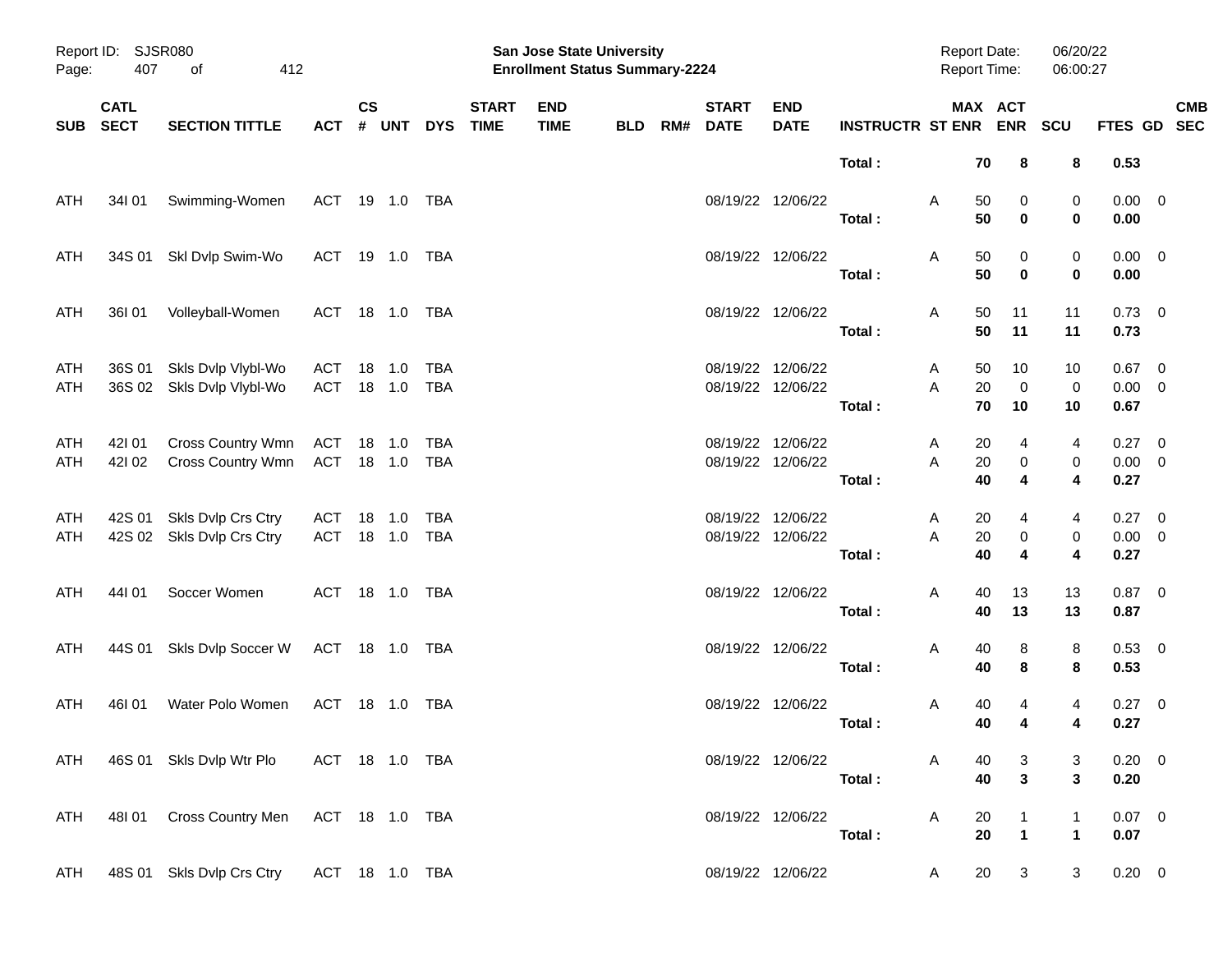| SUB | CATL SECT | SECTION TITTLE | ACT | CS # | UNT | DYS | START TIME | END TIME | BLD | RM# | START DATE | END DATE | INSTRUCTR | ST | MAX ENR | ACT ENR | SCU | FTES | GD | CMB SEC |
|---|---|---|---|---|---|---|---|---|---|---|---|---|---|---|---|---|---|---|---|---|
| | | | | | | | | | | | | | **Total :** | | **70** | **8** | **8** | **0.53** | | |
| ATH | 34I 01 | Swimming-Women | ACT | 19 | 1.0 | TBA | | | | | 08/19/22 | 12/06/22 | | A | 50 | 0 | 0 | 0.00 | 0 | |
| | | | | | | | | | | | | | **Total :** | | **50** | **0** | **0** | **0.00** | | |
| ATH | 34S 01 | Skl Dvlp Swim-Wo | ACT | 19 | 1.0 | TBA | | | | | 08/19/22 | 12/06/22 | | A | 50 | 0 | 0 | 0.00 | 0 | |
| | | | | | | | | | | | | | **Total :** | | **50** | **0** | **0** | **0.00** | | |
| ATH | 36I 01 | Volleyball-Women | ACT | 18 | 1.0 | TBA | | | | | 08/19/22 | 12/06/22 | | A | 50 | 11 | 11 | 0.73 | 0 | |
| | | | | | | | | | | | | | **Total :** | | **50** | **11** | **11** | **0.73** | | |
| ATH | 36S 01 | Skls Dvlp Vlybl-Wo | ACT | 18 | 1.0 | TBA | | | | | 08/19/22 | 12/06/22 | | A | 50 | 10 | 10 | 0.67 | 0 | |
| ATH | 36S 02 | Skls Dvlp Vlybl-Wo | ACT | 18 | 1.0 | TBA | | | | | 08/19/22 | 12/06/22 | | A | 20 | 0 | 0 | 0.00 | 0 | |
| | | | | | | | | | | | | | **Total :** | | **70** | **10** | **10** | **0.67** | | |
| ATH | 42I 01 | Cross Country Wmn | ACT | 18 | 1.0 | TBA | | | | | 08/19/22 | 12/06/22 | | A | 20 | 4 | 4 | 0.27 | 0 | |
| ATH | 42I 02 | Cross Country Wmn | ACT | 18 | 1.0 | TBA | | | | | 08/19/22 | 12/06/22 | | A | 20 | 0 | 0 | 0.00 | 0 | |
| | | | | | | | | | | | | | **Total :** | | **40** | **4** | **4** | **0.27** | | |
| ATH | 42S 01 | Skls Dvlp Crs Ctry | ACT | 18 | 1.0 | TBA | | | | | 08/19/22 | 12/06/22 | | A | 20 | 4 | 4 | 0.27 | 0 | |
| ATH | 42S 02 | Skls Dvlp Crs Ctry | ACT | 18 | 1.0 | TBA | | | | | 08/19/22 | 12/06/22 | | A | 20 | 0 | 0 | 0.00 | 0 | |
| | | | | | | | | | | | | | **Total :** | | **40** | **4** | **4** | **0.27** | | |
| ATH | 44I 01 | Soccer Women | ACT | 18 | 1.0 | TBA | | | | | 08/19/22 | 12/06/22 | | A | 40 | 13 | 13 | 0.87 | 0 | |
| | | | | | | | | | | | | | **Total :** | | **40** | **13** | **13** | **0.87** | | |
| ATH | 44S 01 | Skls Dvlp Soccer W | ACT | 18 | 1.0 | TBA | | | | | 08/19/22 | 12/06/22 | | A | 40 | 8 | 8 | 0.53 | 0 | |
| | | | | | | | | | | | | | **Total :** | | **40** | **8** | **8** | **0.53** | | |
| ATH | 46I 01 | Water Polo Women | ACT | 18 | 1.0 | TBA | | | | | 08/19/22 | 12/06/22 | | A | 40 | 4 | 4 | 0.27 | 0 | |
| | | | | | | | | | | | | | **Total :** | | **40** | **4** | **4** | **0.27** | | |
| ATH | 46S 01 | Skls Dvlp Wtr Plo | ACT | 18 | 1.0 | TBA | | | | | 08/19/22 | 12/06/22 | | A | 40 | 3 | 3 | 0.20 | 0 | |
| | | | | | | | | | | | | | **Total :** | | **40** | **3** | **3** | **0.20** | | |
| ATH | 48I 01 | Cross Country Men | ACT | 18 | 1.0 | TBA | | | | | 08/19/22 | 12/06/22 | | A | 20 | 1 | 1 | 0.07 | 0 | |
| | | | | | | | | | | | | | **Total :** | | **20** | **1** | **1** | **0.07** | | |
| ATH | 48S 01 | Skls Dvlp Crs Ctry | ACT | 18 | 1.0 | TBA | | | | | 08/19/22 | 12/06/22 | | A | 20 | 3 | 3 | 0.20 | 0 | |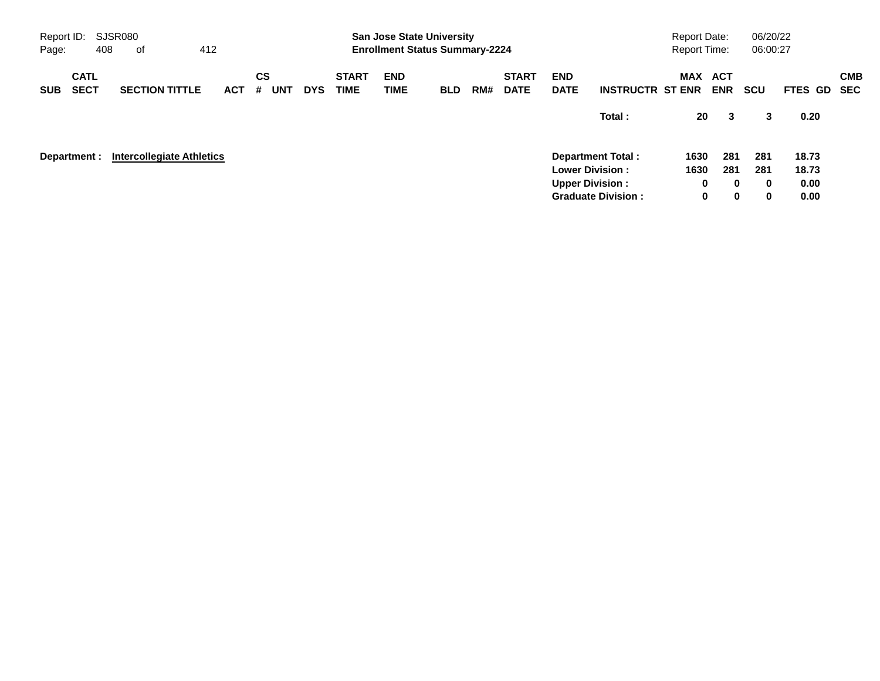| SUB | CATL SECT | SECTION TITTLE | ACT | CS # | UNT | DYS | START TIME | END TIME | BLD | RM# | START DATE | END DATE | INSTRUCTR | MAX ST ENR | ACT ENR | SCU | FTES | GD | CMB SEC |
|---|---|---|---|---|---|---|---|---|---|---|---|---|---|---|---|---|---|---|---|
| | | | | | | | | | | | | | **Total :** | **20** | **3** | **3** | **0.20** | | |

**Department :** **Intercollegiate Athletics**

| | MAX ST ENR | ACT ENR | SCU | FTES |
|---|---|---|---|---|
| **Department Total :** | **1630** | **281** | **281** | **18.73** |
| **Lower Division :** | **1630** | **281** | **281** | **18.73** |
| **Upper Division :** | **0** | **0** | **0** | **0.00** |
| **Graduate Division :** | **0** | **0** | **0** | **0.00** |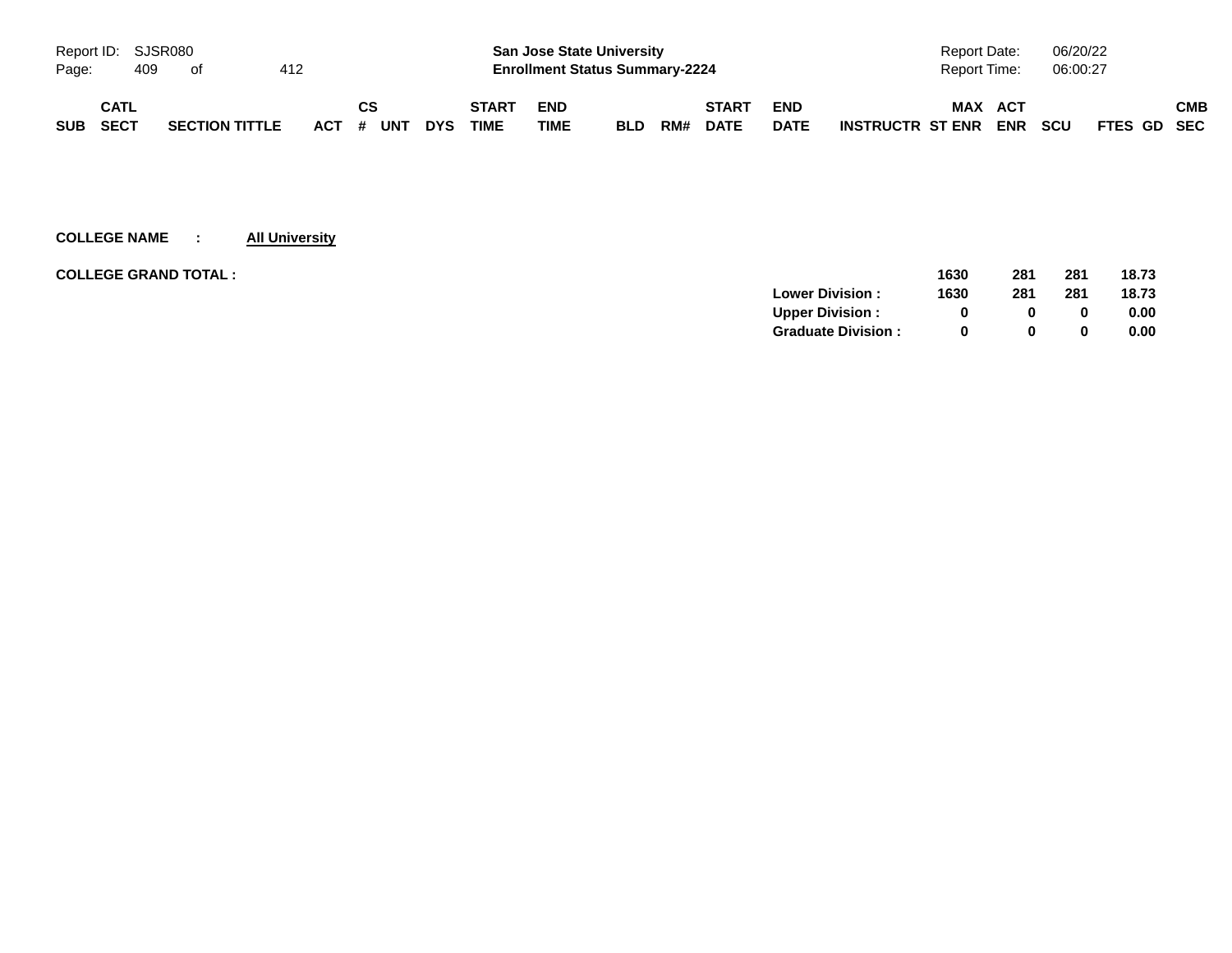| SUB | CATL SECT | SECTION TITTLE | ACT | CS # | UNT | DYS | START TIME | END TIME | BLD | RM# | START DATE | END DATE | INSTRUCTR | MAX ST ENR | ACT ENR | SCU | FTES | GD | CMB SEC |
|---|---|---|---|---|---|---|---|---|---|---|---|---|---|---|---|---|---|---|---|

**COLLEGE NAME : All University**

| | | | | |
|---|---|---|---|---|
| **COLLEGE GRAND TOTAL :** | **1630** | **281** | **281** | **18.73** |
| **Lower Division :** | **1630** | **281** | **281** | **18.73** |
| **Upper Division :** | **0** | **0** | **0** | **0.00** |
| **Graduate Division :** | **0** | **0** | **0** | **0.00** |